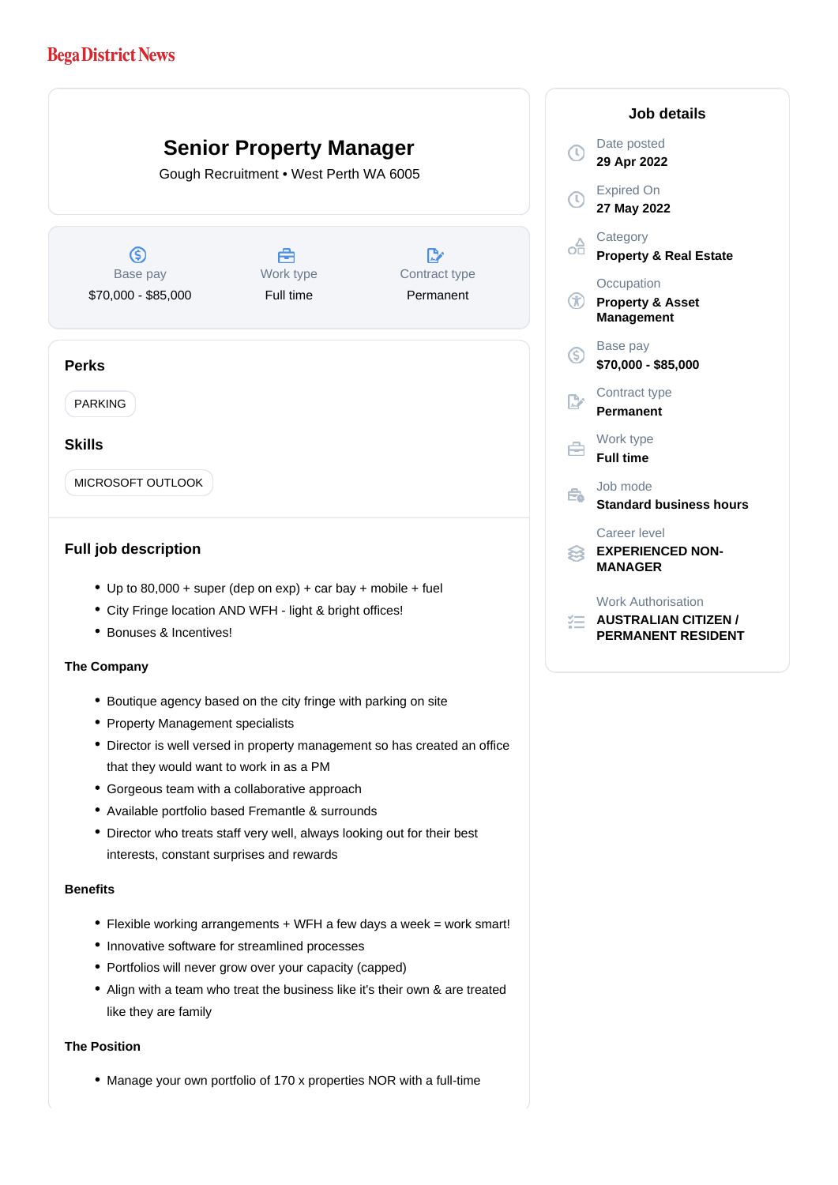Bega District News

# Senior Property Manager

Gough Recruitment • West Perth WA 6005

| Base pay | Work type | Contract type |
|---|---|---|
| $70,000 - $85,000 | Full time | Permanent |

## Perks

PARKING

## Skills

MICROSOFT OUTLOOK

## Full job description

- Up to 80,000 + super (dep on exp) + car bay + mobile + fuel
- City Fringe location AND WFH - light & bright offices!
- Bonuses & Incentives!

**The Company**

- Boutique agency based on the city fringe with parking on site
- Property Management specialists
- Director is well versed in property management so has created an office that they would want to work in as a PM
- Gorgeous team with a collaborative approach
- Available portfolio based Fremantle & surrounds
- Director who treats staff very well, always looking out for their best interests, constant surprises and rewards

**Benefits**

- Flexible working arrangements + WFH a few days a week = work smart!
- Innovative software for streamlined processes
- Portfolios will never grow over your capacity (capped)
- Align with a team who treat the business like it's their own & are treated like they are family

**The Position**

- Manage your own portfolio of 170 x properties NOR with a full-time

## Job details

Date posted
**29 Apr 2022**

Expired On
**27 May 2022**

Category
**Property & Real Estate**

Occupation
**Property & Asset Management**

Base pay
**$70,000 - $85,000**

Contract type
**Permanent**

Work type
**Full time**

Job mode
**Standard business hours**

Career level
**EXPERIENCED NON-MANAGER**

Work Authorisation
**AUSTRALIAN CITIZEN / PERMANENT RESIDENT**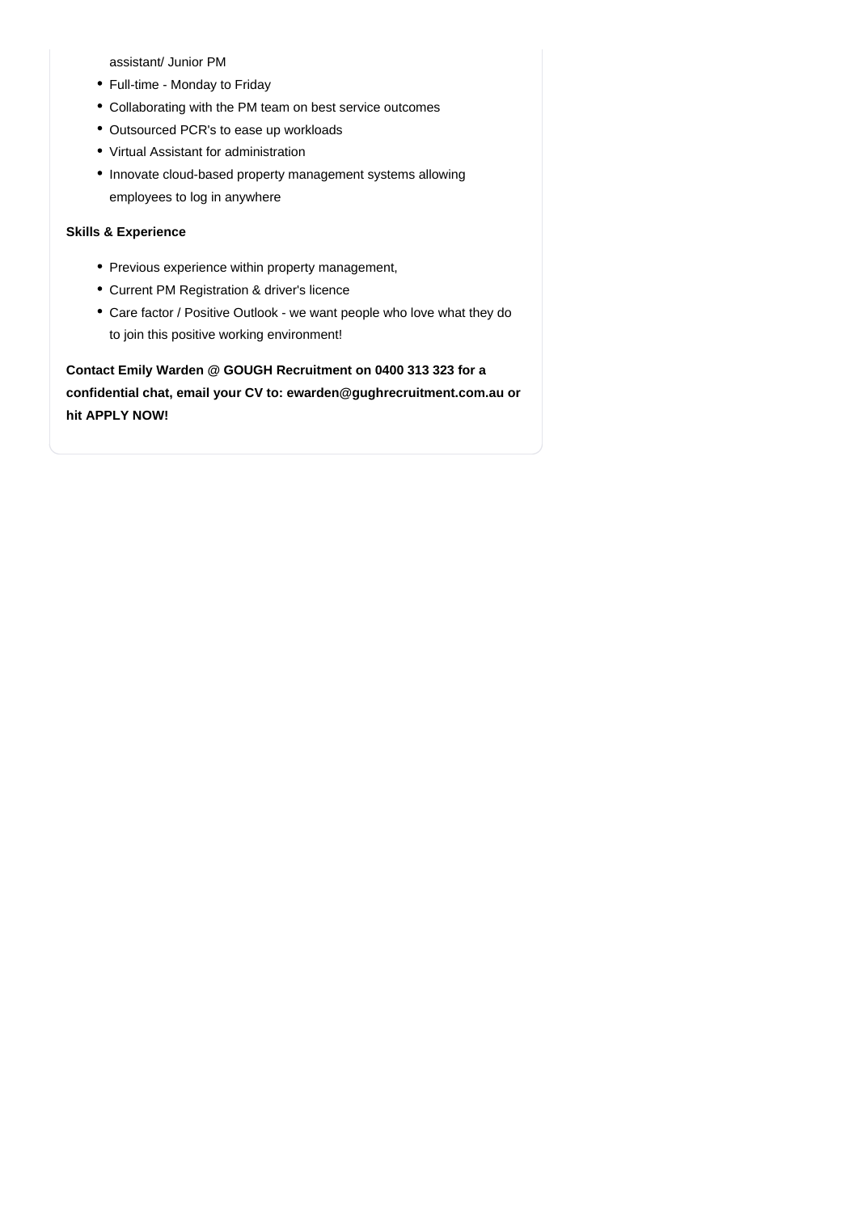assistant/ Junior PM

- Full-time - Monday to Friday
- Collaborating with the PM team on best service outcomes
- Outsourced PCR's to ease up workloads
- Virtual Assistant for administration
- Innovate cloud-based property management systems allowing employees to log in anywhere

**Skills & Experience**

- Previous experience within property management,
- Current PM Registration & driver's licence
- Care factor / Positive Outlook - we want people who love what they do to join this positive working environment!

**Contact Emily Warden @ GOUGH Recruitment on 0400 313 323 for a confidential chat, email your CV to: ewarden@gughrecruitment.com.au or hit APPLY NOW!**